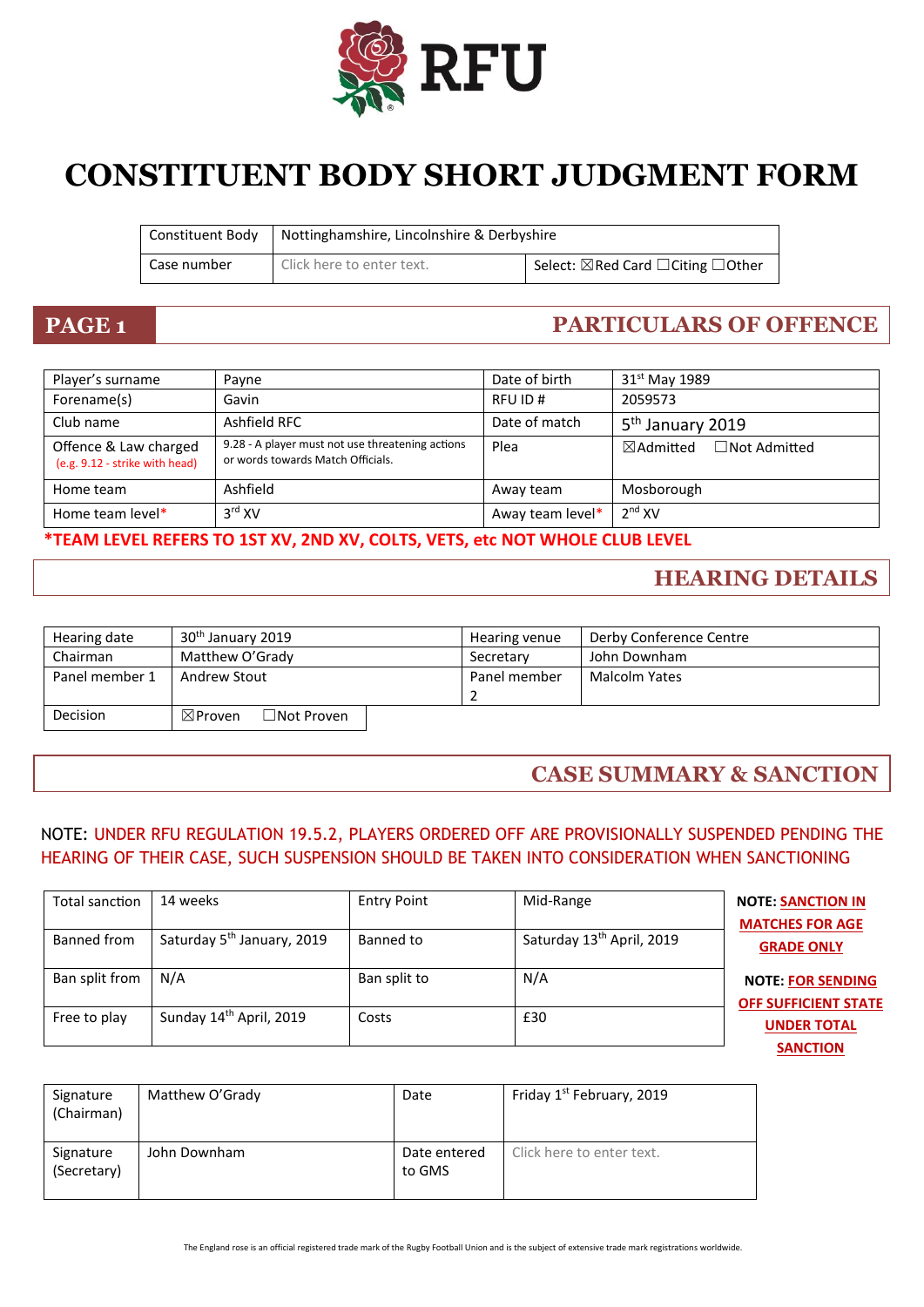RFU

# CONSTITUENT BODY SHORT JUDGMENT FORM

| Constituent Body | Nottinghamshire, Lincolnshire & Derbyshire | |
|---|---|---|
| Case number | Click here to enter text. | Select: ☒Red Card ☐Citing ☐Other |

## PAGE 1 — PARTICULARS OF OFFENCE

| Player's surname | Payne | Date of birth | 31st May 1989 |
|---|---|---|---|
| Forename(s) | Gavin | RFU ID # | 2059573 |
| Club name | Ashfield RFC | Date of match | 5th January 2019 |
| Offence & Law charged (e.g. 9.12 - strike with head) | 9.28 - A player must not use threatening actions or words towards Match Officials. | Plea | ☒Admitted ☐Not Admitted |
| Home team | Ashfield | Away team | Mosborough |
| Home team level* | 3rd XV | Away team level* | 2nd XV |

***TEAM LEVEL REFERS TO 1ST XV, 2ND XV, COLTS, VETS, etc NOT WHOLE CLUB LEVEL**

## HEARING DETAILS

| Hearing date | 30th January 2019 | Hearing venue | Derby Conference Centre |
|---|---|---|---|
| Chairman | Matthew O'Grady | Secretary | John Downham |
| Panel member 1 | Andrew Stout | Panel member 2 | Malcolm Yates |
| Decision | ☒Proven ☐Not Proven | | |

## CASE SUMMARY & SANCTION

NOTE: UNDER RFU REGULATION 19.5.2, PLAYERS ORDERED OFF ARE PROVISIONALLY SUSPENDED PENDING THE HEARING OF THEIR CASE, SUCH SUSPENSION SHOULD BE TAKEN INTO CONSIDERATION WHEN SANCTIONING

| Total sanction | 14 weeks | Entry Point | Mid-Range |
|---|---|---|---|
| Banned from | Saturday 5th January, 2019 | Banned to | Saturday 13th April, 2019 |
| Ban split from | N/A | Ban split to | N/A |
| Free to play | Sunday 14th April, 2019 | Costs | £30 |

**NOTE: SANCTION IN MATCHES FOR AGE GRADE ONLY**

**NOTE: FOR SENDING OFF SUFFICIENT STATE UNDER TOTAL SANCTION**

| Signature (Chairman) | Matthew O'Grady | Date | Friday 1st February, 2019 |
|---|---|---|---|
| Signature (Secretary) | John Downham | Date entered to GMS | Click here to enter text. |

The England rose is an official registered trade mark of the Rugby Football Union and is the subject of extensive trade mark registrations worldwide.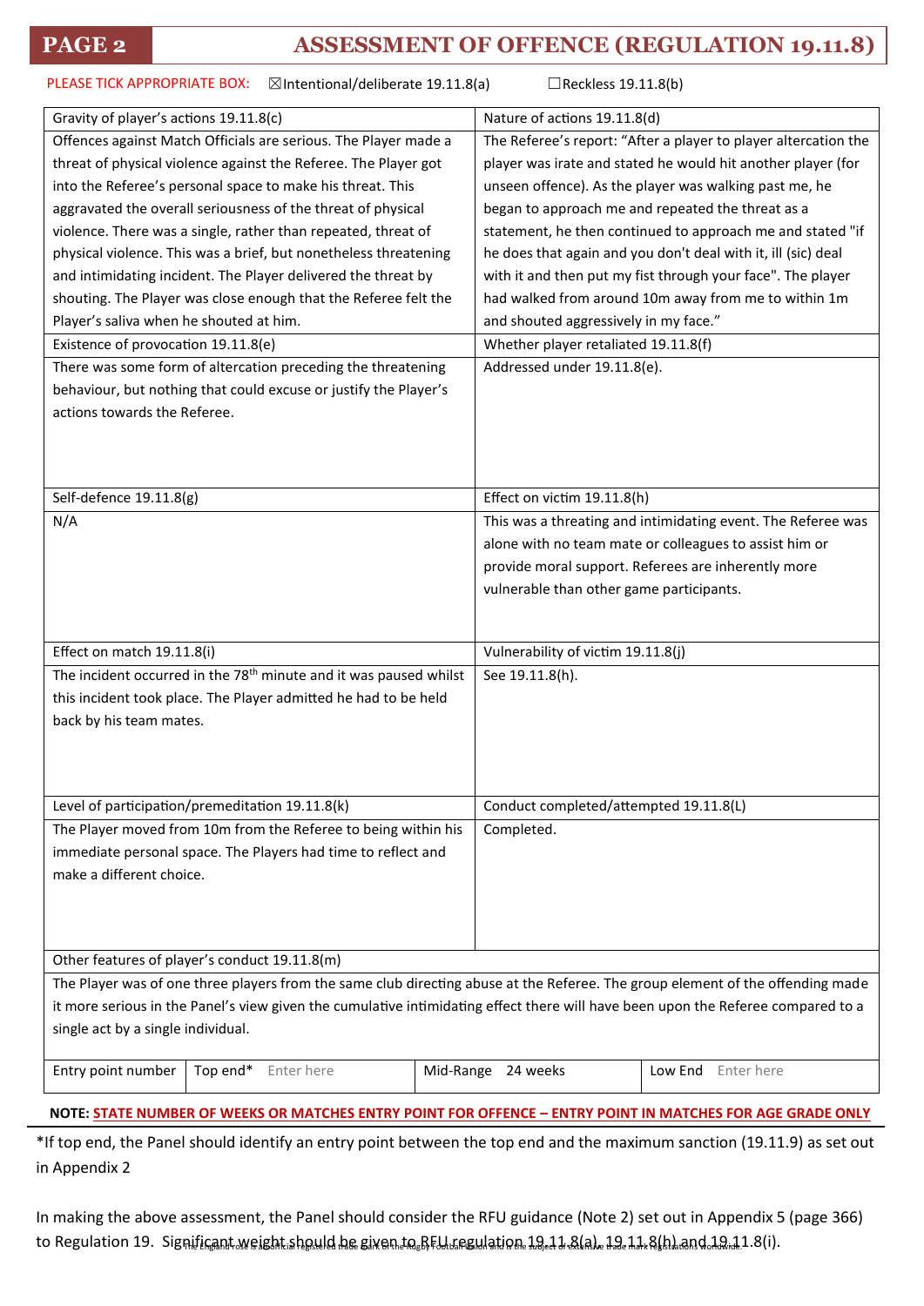# PAGE 2 — ASSESSMENT OF OFFENCE (REGULATION 19.11.8)

PLEASE TICK APPROPRIATE BOX: ☒Intentional/deliberate 19.11.8(a) ☐Reckless 19.11.8(b)

| Gravity of player's actions 19.11.8(c) | Nature of actions 19.11.8(d) |
|---|---|
| Offences against Match Officials are serious. The Player made a threat of physical violence against the Referee. The Player got into the Referee's personal space to make his threat. This aggravated the overall seriousness of the threat of physical violence. There was a single, rather than repeated, threat of physical violence. This was a brief, but nonetheless threatening and intimidating incident. The Player delivered the threat by shouting. The Player was close enough that the Referee felt the Player's saliva when he shouted at him. | The Referee's report: "After a player to player altercation the player was irate and stated he would hit another player (for unseen offence). As the player was walking past me, he began to approach me and repeated the threat as a statement, he then continued to approach me and stated "if he does that again and you don't deal with it, ill (sic) deal with it and then put my fist through your face". The player had walked from around 10m away from me to within 1m and shouted aggressively in my face." |
| **Existence of provocation 19.11.8(e)** | **Whether player retaliated 19.11.8(f)** |
| There was some form of altercation preceding the threatening behaviour, but nothing that could excuse or justify the Player's actions towards the Referee. | Addressed under 19.11.8(e). |
| **Self-defence 19.11.8(g)** | **Effect on victim 19.11.8(h)** |
| N/A | This was a threating and intimidating event. The Referee was alone with no team mate or colleagues to assist him or provide moral support. Referees are inherently more vulnerable than other game participants. |
| **Effect on match 19.11.8(i)** | **Vulnerability of victim 19.11.8(j)** |
| The incident occurred in the 78th minute and it was paused whilst this incident took place. The Player admitted he had to be held back by his team mates. | See 19.11.8(h). |
| **Level of participation/premeditation 19.11.8(k)** | **Conduct completed/attempted 19.11.8(L)** |
| The Player moved from 10m from the Referee to being within his immediate personal space. The Players had time to reflect and make a different choice. | Completed. |

**Other features of player's conduct 19.11.8(m)**

The Player was of one three players from the same club directing abuse at the Referee. The group element of the offending made it more serious in the Panel's view given the cumulative intimidating effect there will have been upon the Referee compared to a single act by a single individual.

| Entry point number | Top end* Enter here | Mid-Range 24 weeks | Low End Enter here |
|---|---|---|---|

**NOTE: STATE NUMBER OF WEEKS OR MATCHES ENTRY POINT FOR OFFENCE – ENTRY POINT IN MATCHES FOR AGE GRADE ONLY**

*If top end, the Panel should identify an entry point between the top end and the maximum sanction (19.11.9) as set out in Appendix 2

In making the above assessment, the Panel should consider the RFU guidance (Note 2) set out in Appendix 5 (page 366) to Regulation 19. Significant weight should be given to RFU regulation 19.11.8(a), 19.11.8(h) and 19.11.8(i).

The England rose is an official registered trade mark of the Rugby Football Union and is the subject of extensive trade mark registrations worldwide.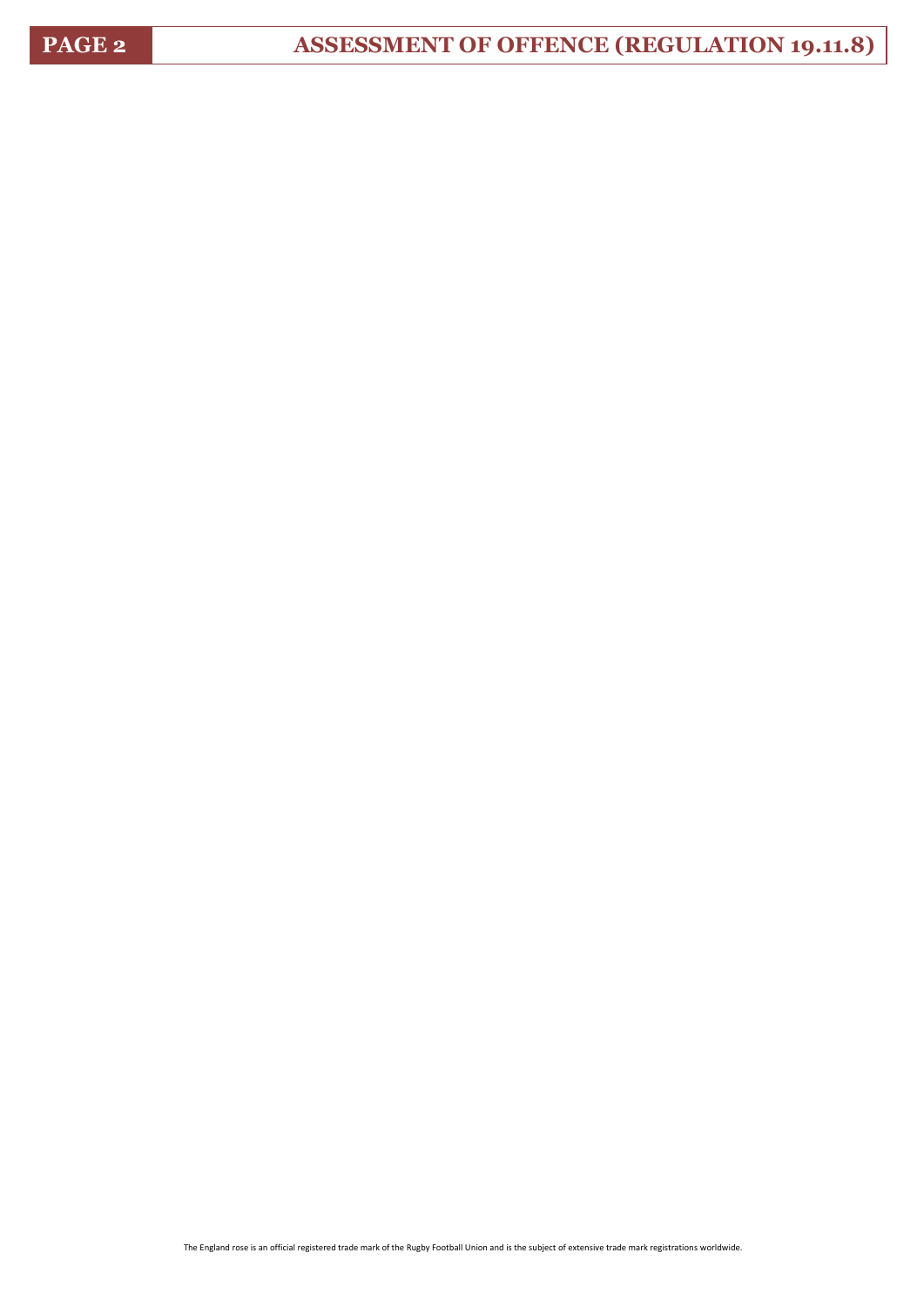# PAGE 2 ASSESSMENT OF OFFENCE (REGULATION 19.11.8)

The England rose is an official registered trade mark of the Rugby Football Union and is the subject of extensive trade mark registrations worldwide.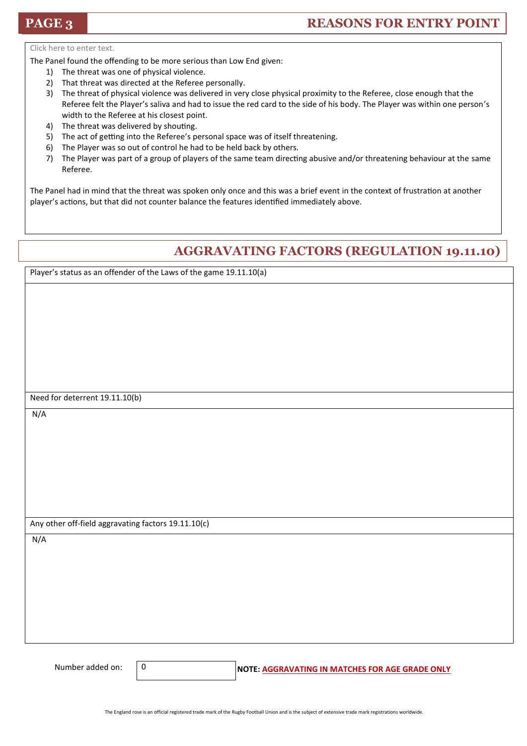## PAGE 3 — REASONS FOR ENTRY POINT

Click here to enter text.

The Panel found the offending to be more serious than Low End given:

1) The threat was one of physical violence.
2) That threat was directed at the Referee personally.
3) The threat of physical violence was delivered in very close physical proximity to the Referee, close enough that the Referee felt the Player's saliva and had to issue the red card to the side of his body. The Player was within one person's width to the Referee at his closest point.
4) The threat was delivered by shouting.
5) The act of getting into the Referee's personal space was of itself threatening.
6) The Player was so out of control he had to be held back by others.
7) The Player was part of a group of players of the same team directing abusive and/or threatening behaviour at the same Referee.

The Panel had in mind that the threat was spoken only once and this was a brief event in the context of frustration at another player's actions, but that did not counter balance the features identified immediately above.

## AGGRAVATING FACTORS (REGULATION 19.11.10)

Player's status as an offender of the Laws of the game 19.11.10(a)

Need for deterrent 19.11.10(b)

N/A

Any other off-field aggravating factors 19.11.10(c)

N/A

Number added on: 0

**NOTE: AGGRAVATING IN MATCHES FOR AGE GRADE ONLY**

The England rose is an official registered trade mark of the Rugby Football Union and is the subject of extensive trade mark registrations worldwide.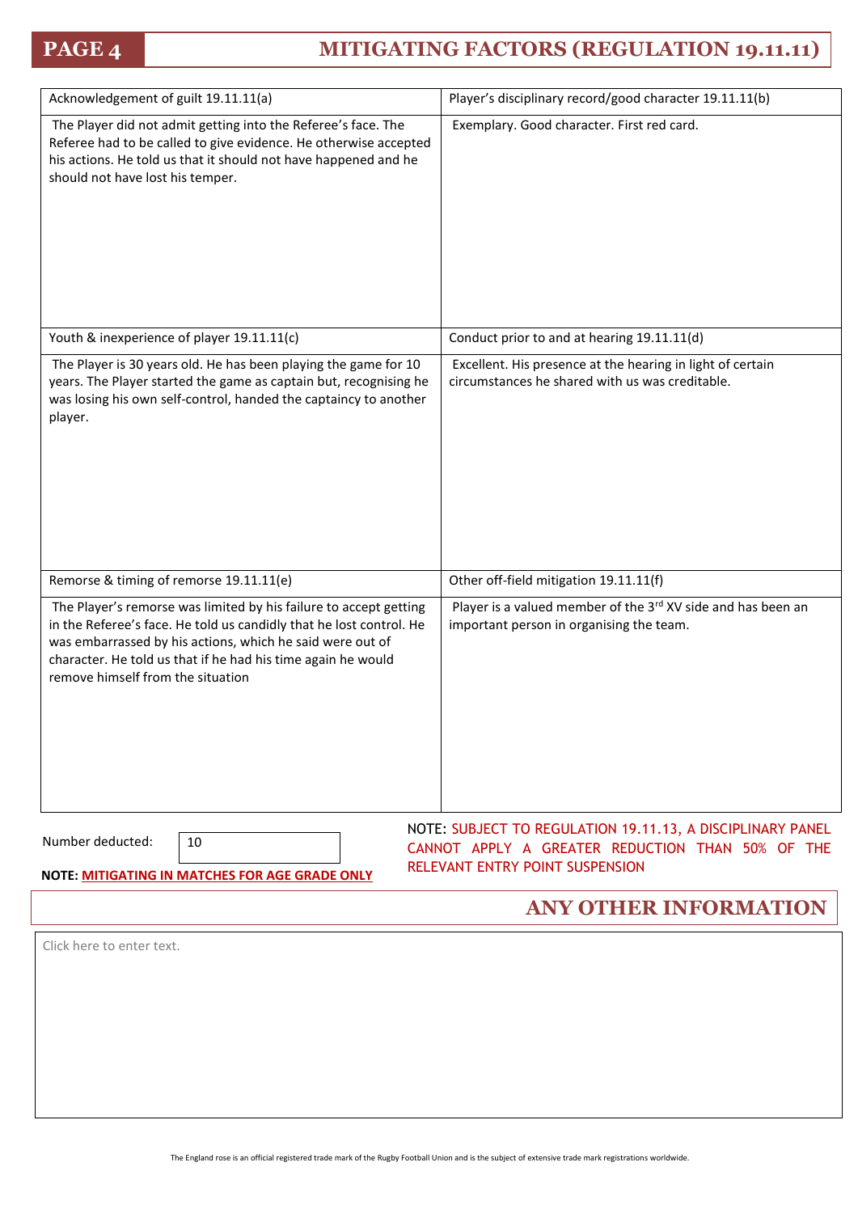# PAGE 4 MITIGATING FACTORS (REGULATION 19.11.11)

| Acknowledgement of guilt 19.11.11(a) | Player's disciplinary record/good character 19.11.11(b) |
|---|---|
| The Player did not admit getting into the Referee's face. The Referee had to be called to give evidence. He otherwise accepted his actions. He told us that it should not have happened and he should not have lost his temper. | Exemplary. Good character. First red card. |
| **Youth & inexperience of player 19.11.11(c)** | **Conduct prior to and at hearing 19.11.11(d)** |
| The Player is 30 years old. He has been playing the game for 10 years. The Player started the game as captain but, recognising he was losing his own self-control, handed the captaincy to another player. | Excellent. His presence at the hearing in light of certain circumstances he shared with us was creditable. |
| **Remorse & timing of remorse 19.11.11(e)** | **Other off-field mitigation 19.11.11(f)** |
| The Player's remorse was limited by his failure to accept getting in the Referee's face. He told us candidly that he lost control. He was embarrassed by his actions, which he said were out of character. He told us that if he had his time again he would remove himself from the situation | Player is a valued member of the 3rd XV side and has been an important person in organising the team. |

Number deducted: 10

**NOTE:** MITIGATING IN MATCHES FOR AGE GRADE ONLY

NOTE: SUBJECT TO REGULATION 19.11.13, A DISCIPLINARY PANEL CANNOT APPLY A GREATER REDUCTION THAN 50% OF THE RELEVANT ENTRY POINT SUSPENSION

## ANY OTHER INFORMATION

Click here to enter text.